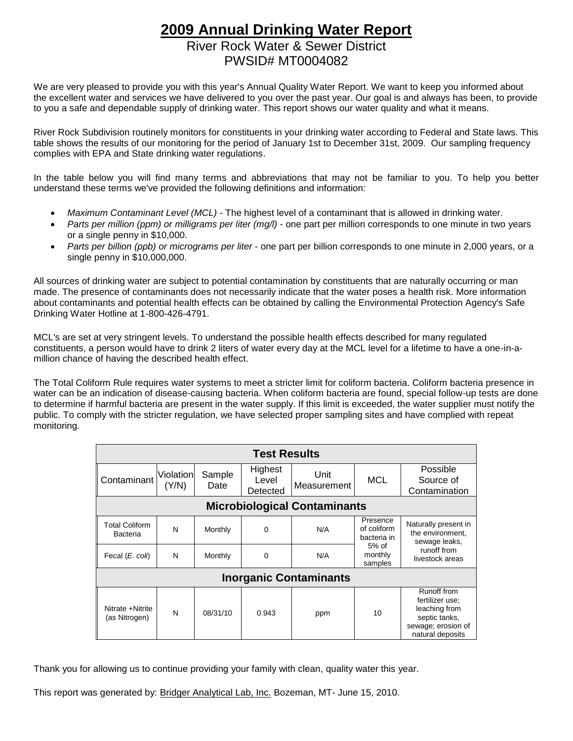# 2009 Annual Drinking Water Report

## River Rock Water & Sewer District

## PWSID# MT0004082

We are very pleased to provide you with this year's Annual Quality Water Report. We want to keep you informed about the excellent water and services we have delivered to you over the past year. Our goal is and always has been, to provide to you a safe and dependable supply of drinking water. This report shows our water quality and what it means.

River Rock Subdivision routinely monitors for constituents in your drinking water according to Federal and State laws. This table shows the results of our monitoring for the period of January 1st to December 31st, 2009. Our sampling frequency complies with EPA and State drinking water regulations.

In the table below you will find many terms and abbreviations that may not be familiar to you. To help you better understand these terms we've provided the following definitions and information:

- *Maximum Contaminant Level (MCL)* - The highest level of a contaminant that is allowed in drinking water.
- *Parts per million (ppm) or milligrams per liter (mg/l)* - one part per million corresponds to one minute in two years or a single penny in $10,000.
- *Parts per billion (ppb) or micrograms per liter* - one part per billion corresponds to one minute in 2,000 years, or a single penny in $10,000,000.

All sources of drinking water are subject to potential contamination by constituents that are naturally occurring or man made. The presence of contaminants does not necessarily indicate that the water poses a health risk. More information about contaminants and potential health effects can be obtained by calling the Environmental Protection Agency's Safe Drinking Water Hotline at 1-800-426-4791.

MCL's are set at very stringent levels. To understand the possible health effects described for many regulated constituents, a person would have to drink 2 liters of water every day at the MCL level for a lifetime to have a one-in-a-million chance of having the described health effect.

The Total Coliform Rule requires water systems to meet a stricter limit for coliform bacteria. Coliform bacteria presence in water can be an indication of disease-causing bacteria. When coliform bacteria are found, special follow-up tests are done to determine if harmful bacteria are present in the water supply. If this limit is exceeded, the water supplier must notify the public. To comply with the stricter regulation, we have selected proper sampling sites and have complied with repeat monitoring.

| Test Results | | | | | | |
|---|---|---|---|---|---|---|
| Contaminant | Violation (Y/N) | Sample Date | Highest Level Detected | Unit Measurement | MCL | Possible Source of Contamination |
| **Microbiological Contaminants** | | | | | | |
| Total Coliform Bacteria | N | Monthly | 0 | N/A | Presence of coliform bacteria in 5% of monthly samples | Naturally present in the environment, sewage leaks, runoff from livestock areas |
| Fecal (*E. coli*) | N | Monthly | 0 | N/A | | |
| **Inorganic Contaminants** | | | | | | |
| Nitrate +Nitrite (as Nitrogen) | N | 08/31/10 | 0.943 | ppm | 10 | Runoff from fertilizer use; leaching from septic tanks, sewage; erosion of natural deposits |

Thank you for allowing us to continue providing your family with clean, quality water this year.

This report was generated by: Bridger Analytical Lab, Inc. Bozeman, MT- June 15, 2010.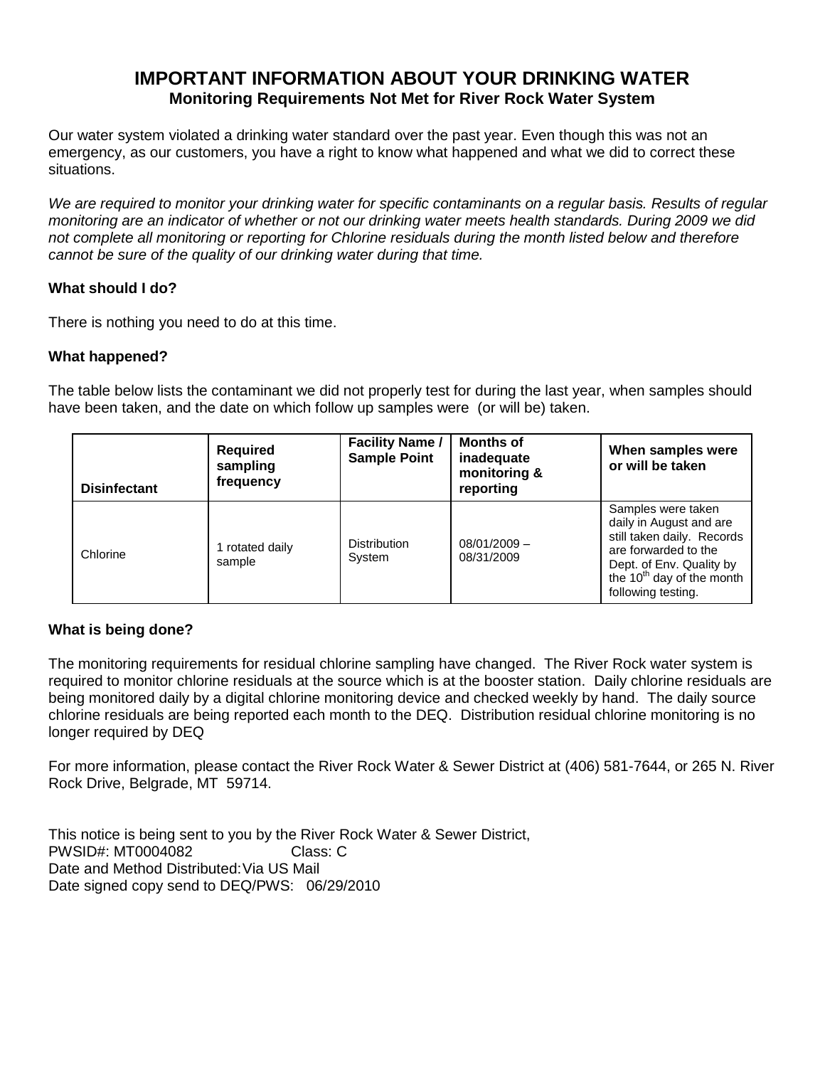# IMPORTANT INFORMATION ABOUT YOUR DRINKING WATER

## Monitoring Requirements Not Met for River Rock Water System

Our water system violated a drinking water standard over the past year. Even though this was not an emergency, as our customers, you have a right to know what happened and what we did to correct these situations.

*We are required to monitor your drinking water for specific contaminants on a regular basis. Results of regular monitoring are an indicator of whether or not our drinking water meets health standards. During 2009 we did not complete all monitoring or reporting for Chlorine residuals during the month listed below and therefore cannot be sure of the quality of our drinking water during that time.*

**What should I do?**

There is nothing you need to do at this time.

**What happened?**

The table below lists the contaminant we did not properly test for during the last year, when samples should have been taken, and the date on which follow up samples were (or will be) taken.

| Disinfectant | Required sampling frequency | Facility Name / Sample Point | Months of inadequate monitoring & reporting | When samples were or will be taken |
|---|---|---|---|---|
| Chlorine | 1 rotated daily sample | Distribution System | 08/01/2009 – 08/31/2009 | Samples were taken daily in August and are still taken daily. Records are forwarded to the Dept. of Env. Quality by the 10th day of the month following testing. |

**What is being done?**

The monitoring requirements for residual chlorine sampling have changed. The River Rock water system is required to monitor chlorine residuals at the source which is at the booster station. Daily chlorine residuals are being monitored daily by a digital chlorine monitoring device and checked weekly by hand. The daily source chlorine residuals are being reported each month to the DEQ. Distribution residual chlorine monitoring is no longer required by DEQ

For more information, please contact the River Rock Water & Sewer District at (406) 581-7644, or 265 N. River Rock Drive, Belgrade, MT 59714.

This notice is being sent to you by the River Rock Water & Sewer District,
PWSID#: MT0004082 Class: C
Date and Method Distributed: Via US Mail
Date signed copy send to DEQ/PWS: 06/29/2010